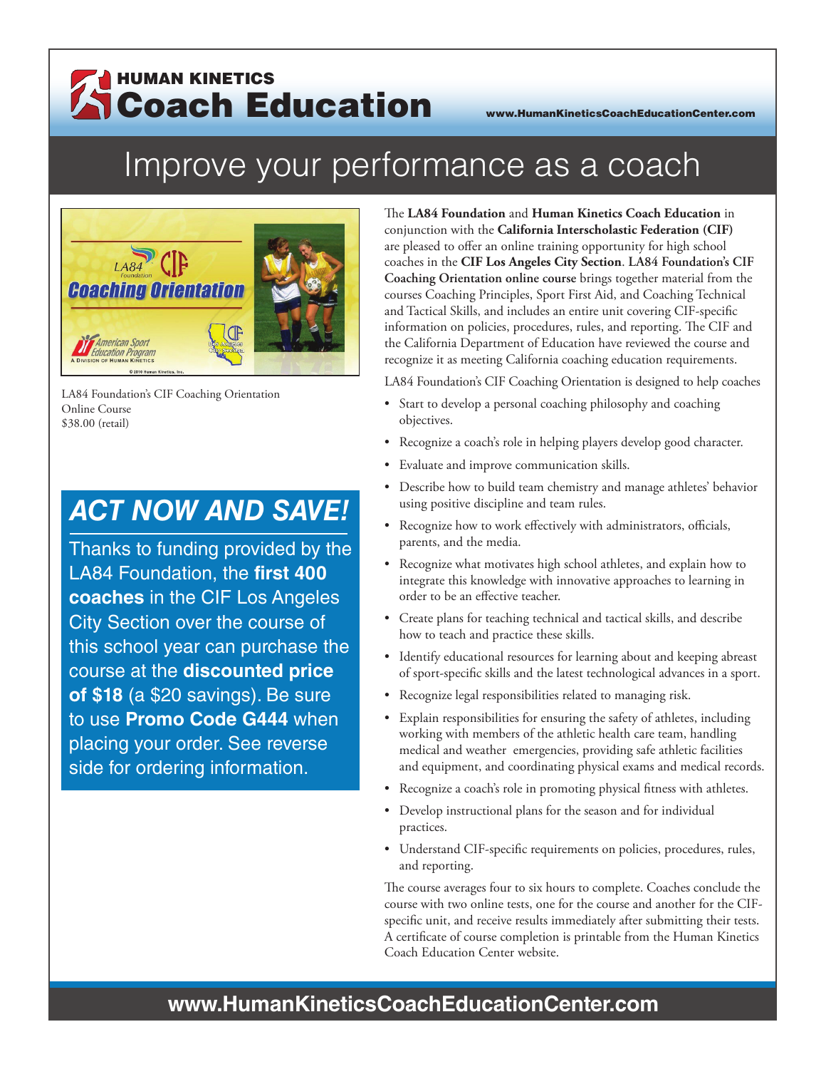# HUMAN KINETICS Coach Education

www.HumanKineticsCoachEducationCenter.com

## Improve your performance as a coach

LA84 Foundation's CIF Coaching Orientation Online Course
$38.00 (retail)

### ACT NOW AND SAVE!

Thanks to funding provided by the LA84 Foundation, the **first 400 coaches** in the CIF Los Angeles City Section over the course of this school year can purchase the course at the **discounted price of $18** (a $20 savings). Be sure to use **Promo Code G444** when placing your order. See reverse side for ordering information.

The **LA84 Foundation** and **Human Kinetics Coach Education** in conjunction with the **California Interscholastic Federation (CIF)** are pleased to offer an online training opportunity for high school coaches in the **CIF Los Angeles City Section**. **LA84 Foundation's CIF Coaching Orientation online course** brings together material from the courses Coaching Principles, Sport First Aid, and Coaching Technical and Tactical Skills, and includes an entire unit covering CIF-specific information on policies, procedures, rules, and reporting. The CIF and the California Department of Education have reviewed the course and recognize it as meeting California coaching education requirements.

LA84 Foundation's CIF Coaching Orientation is designed to help coaches

- Start to develop a personal coaching philosophy and coaching objectives.
- Recognize a coach's role in helping players develop good character.
- Evaluate and improve communication skills.
- Describe how to build team chemistry and manage athletes' behavior using positive discipline and team rules.
- Recognize how to work effectively with administrators, officials, parents, and the media.
- Recognize what motivates high school athletes, and explain how to integrate this knowledge with innovative approaches to learning in order to be an effective teacher.
- Create plans for teaching technical and tactical skills, and describe how to teach and practice these skills.
- Identify educational resources for learning about and keeping abreast of sport-specific skills and the latest technological advances in a sport.
- Recognize legal responsibilities related to managing risk.
- Explain responsibilities for ensuring the safety of athletes, including working with members of the athletic health care team, handling medical and weather emergencies, providing safe athletic facilities and equipment, and coordinating physical exams and medical records.
- Recognize a coach's role in promoting physical fitness with athletes.
- Develop instructional plans for the season and for individual practices.
- Understand CIF-specific requirements on policies, procedures, rules, and reporting.

The course averages four to six hours to complete. Coaches conclude the course with two online tests, one for the course and another for the CIF-specific unit, and receive results immediately after submitting their tests. A certificate of course completion is printable from the Human Kinetics Coach Education Center website.

**www.HumanKineticsCoachEducationCenter.com**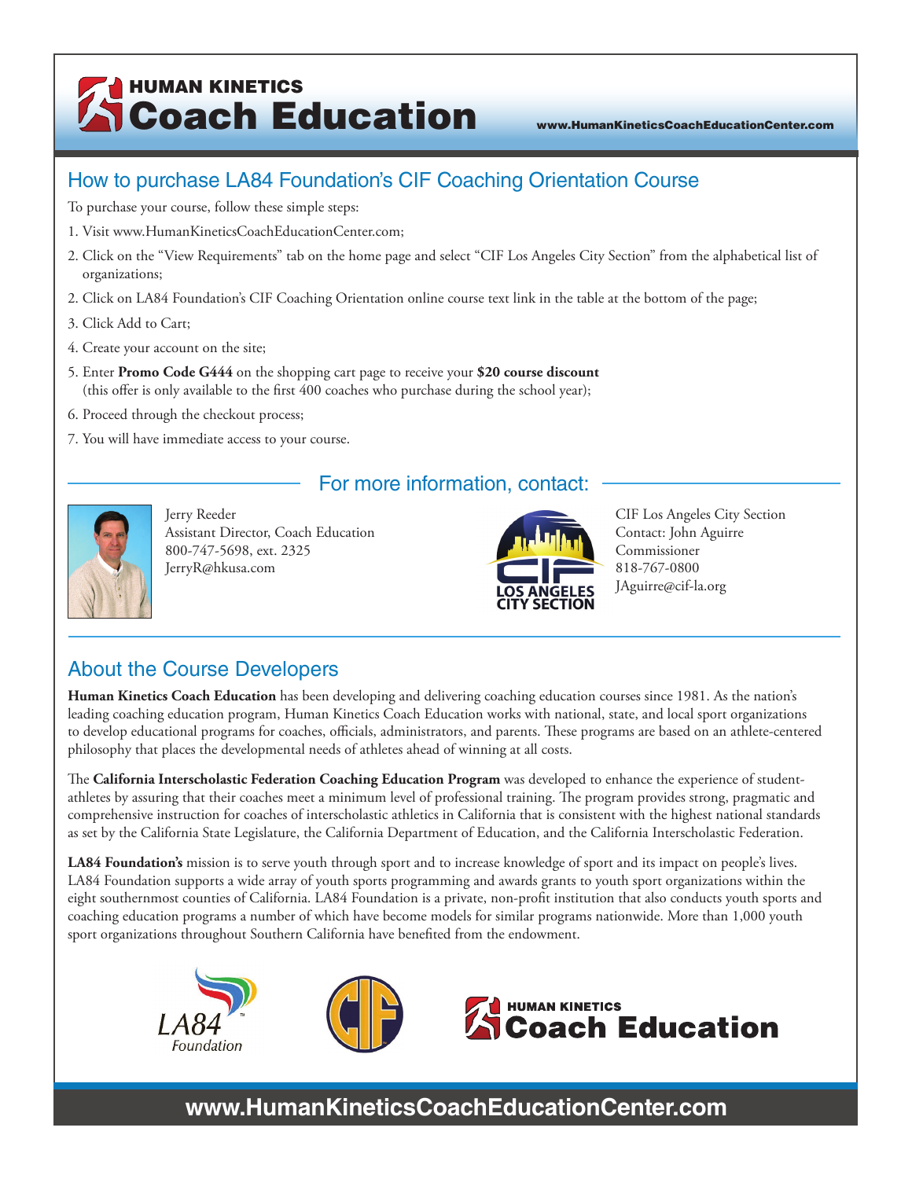# HUMAN KINETICS Coach Education

www.HumanKineticsCoachEducationCenter.com

## How to purchase LA84 Foundation's CIF Coaching Orientation Course

To purchase your course, follow these simple steps:

1. Visit www.HumanKineticsCoachEducationCenter.com;
2. Click on the "View Requirements" tab on the home page and select "CIF Los Angeles City Section" from the alphabetical list of organizations;
2. Click on LA84 Foundation's CIF Coaching Orientation online course text link in the table at the bottom of the page;
3. Click Add to Cart;
4. Create your account on the site;
5. Enter **Promo Code G444** on the shopping cart page to receive your **$20 course discount** (this offer is only available to the first 400 coaches who purchase during the school year);
6. Proceed through the checkout process;
7. You will have immediate access to your course.

## For more information, contact:

Jerry Reeder
Assistant Director, Coach Education
800-747-5698, ext. 2325
JerryR@hkusa.com

CIF Los Angeles City Section
Contact: John Aguirre
Commissioner
818-767-0800
JAguirre@cif-la.org

## About the Course Developers

**Human Kinetics Coach Education** has been developing and delivering coaching education courses since 1981. As the nation's leading coaching education program, Human Kinetics Coach Education works with national, state, and local sport organizations to develop educational programs for coaches, officials, administrators, and parents. These programs are based on an athlete-centered philosophy that places the developmental needs of athletes ahead of winning at all costs.

The **California Interscholastic Federation Coaching Education Program** was developed to enhance the experience of student-athletes by assuring that their coaches meet a minimum level of professional training. The program provides strong, pragmatic and comprehensive instruction for coaches of interscholastic athletics in California that is consistent with the highest national standards as set by the California State Legislature, the California Department of Education, and the California Interscholastic Federation.

**LA84 Foundation's** mission is to serve youth through sport and to increase knowledge of sport and its impact on people's lives. LA84 Foundation supports a wide array of youth sports programming and awards grants to youth sport organizations within the eight southernmost counties of California. LA84 Foundation is a private, non-profit institution that also conducts youth sports and coaching education programs a number of which have become models for similar programs nationwide. More than 1,000 youth sport organizations throughout Southern California have benefited from the endowment.

**www.HumanKineticsCoachEducationCenter.com**